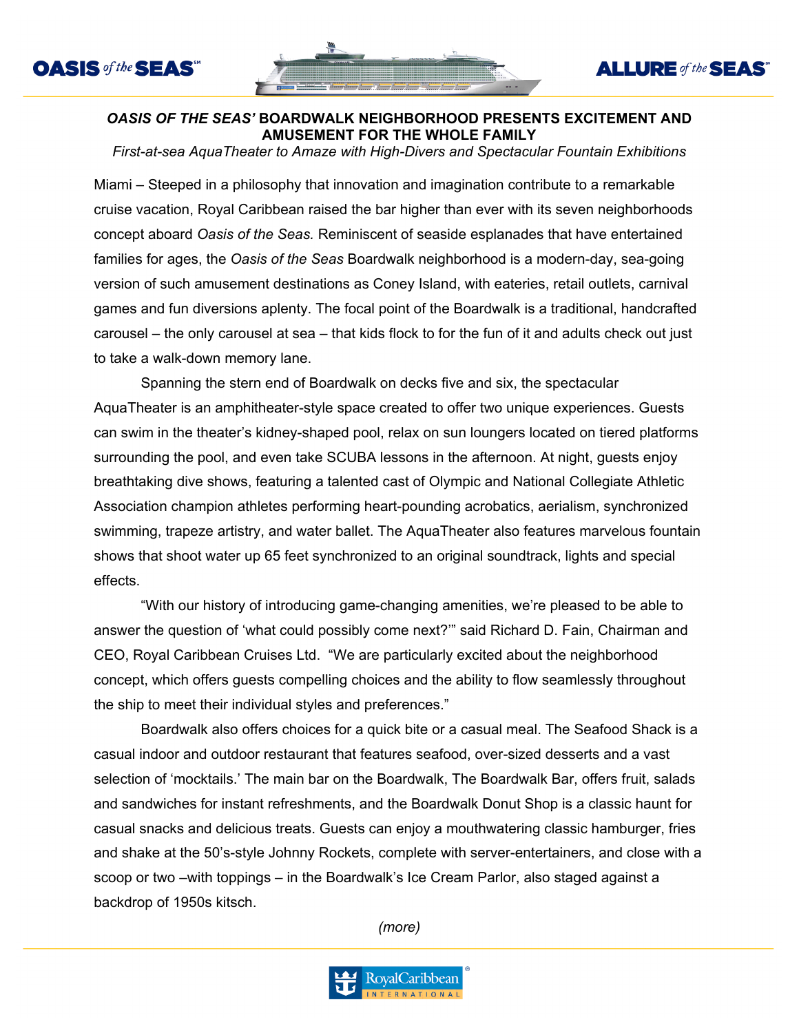**OASIS OF THE SEAS** · **ALLURE OF THE SEAS**

## *OASIS OF THE SEAS'* BOARDWALK NEIGHBORHOOD PRESENTS EXCITEMENT AND AMUSEMENT FOR THE WHOLE FAMILY

*First-at-sea AquaTheater to Amaze with High-Divers and Spectacular Fountain Exhibitions*

Miami – Steeped in a philosophy that innovation and imagination contribute to a remarkable cruise vacation, Royal Caribbean raised the bar higher than ever with its seven neighborhoods concept aboard *Oasis of the Seas.* Reminiscent of seaside esplanades that have entertained families for ages, the *Oasis of the Seas* Boardwalk neighborhood is a modern-day, sea-going version of such amusement destinations as Coney Island, with eateries, retail outlets, carnival games and fun diversions aplenty. The focal point of the Boardwalk is a traditional, handcrafted carousel – the only carousel at sea – that kids flock to for the fun of it and adults check out just to take a walk-down memory lane.

Spanning the stern end of Boardwalk on decks five and six, the spectacular AquaTheater is an amphitheater-style space created to offer two unique experiences. Guests can swim in the theater's kidney-shaped pool, relax on sun loungers located on tiered platforms surrounding the pool, and even take SCUBA lessons in the afternoon. At night, guests enjoy breathtaking dive shows, featuring a talented cast of Olympic and National Collegiate Athletic Association champion athletes performing heart-pounding acrobatics, aerialism, synchronized swimming, trapeze artistry, and water ballet. The AquaTheater also features marvelous fountain shows that shoot water up 65 feet synchronized to an original soundtrack, lights and special effects.

"With our history of introducing game-changing amenities, we're pleased to be able to answer the question of 'what could possibly come next?'" said Richard D. Fain, Chairman and CEO, Royal Caribbean Cruises Ltd. "We are particularly excited about the neighborhood concept, which offers guests compelling choices and the ability to flow seamlessly throughout the ship to meet their individual styles and preferences."

Boardwalk also offers choices for a quick bite or a casual meal. The Seafood Shack is a casual indoor and outdoor restaurant that features seafood, over-sized desserts and a vast selection of 'mocktails.' The main bar on the Boardwalk, The Boardwalk Bar, offers fruit, salads and sandwiches for instant refreshments, and the Boardwalk Donut Shop is a classic haunt for casual snacks and delicious treats. Guests can enjoy a mouthwatering classic hamburger, fries and shake at the 50's-style Johnny Rockets, complete with server-entertainers, and close with a scoop or two –with toppings – in the Boardwalk's Ice Cream Parlor, also staged against a backdrop of 1950s kitsch.

*(more)*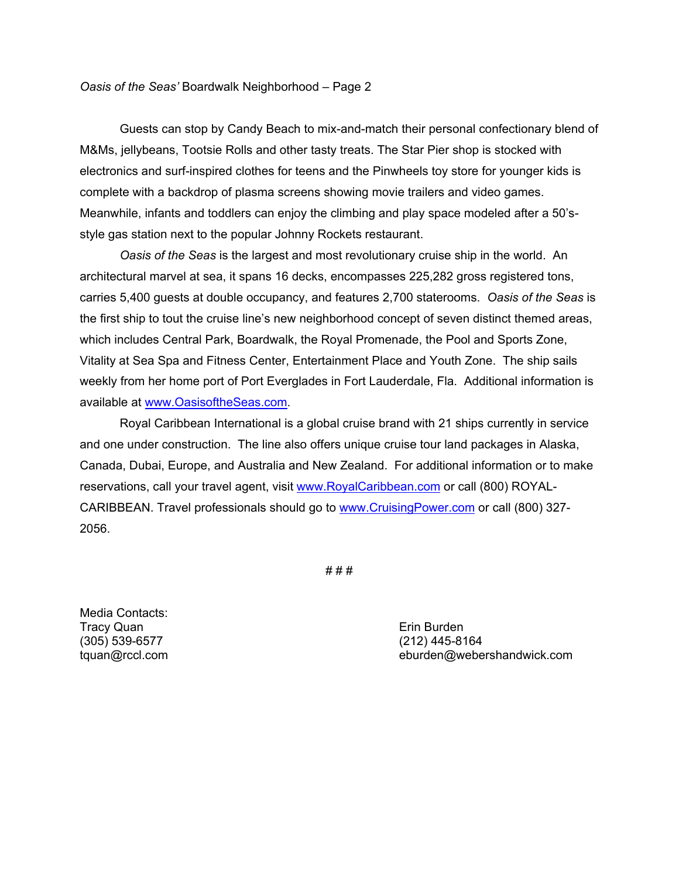Guests can stop by Candy Beach to mix-and-match their personal confectionary blend of M&Ms, jellybeans, Tootsie Rolls and other tasty treats. The Star Pier shop is stocked with electronics and surf-inspired clothes for teens and the Pinwheels toy store for younger kids is complete with a backdrop of plasma screens showing movie trailers and video games. Meanwhile, infants and toddlers can enjoy the climbing and play space modeled after a 50's-style gas station next to the popular Johnny Rockets restaurant.

*Oasis of the Seas* is the largest and most revolutionary cruise ship in the world. An architectural marvel at sea, it spans 16 decks, encompasses 225,282 gross registered tons, carries 5,400 guests at double occupancy, and features 2,700 staterooms. *Oasis of the Seas* is the first ship to tout the cruise line's new neighborhood concept of seven distinct themed areas, which includes Central Park, Boardwalk, the Royal Promenade, the Pool and Sports Zone, Vitality at Sea Spa and Fitness Center, Entertainment Place and Youth Zone. The ship sails weekly from her home port of Port Everglades in Fort Lauderdale, Fla. Additional information is available at www.OasisoftheSeas.com.

Royal Caribbean International is a global cruise brand with 21 ships currently in service and one under construction. The line also offers unique cruise tour land packages in Alaska, Canada, Dubai, Europe, and Australia and New Zealand. For additional information or to make reservations, call your travel agent, visit www.RoyalCaribbean.com or call (800) ROYAL-CARIBBEAN. Travel professionals should go to www.CruisingPower.com or call (800) 327-2056.

# # #

Media Contacts:

Tracy Quan
(305) 539-6577
tquan@rccl.com

Erin Burden
(212) 445-8164
eburden@webershandwick.com